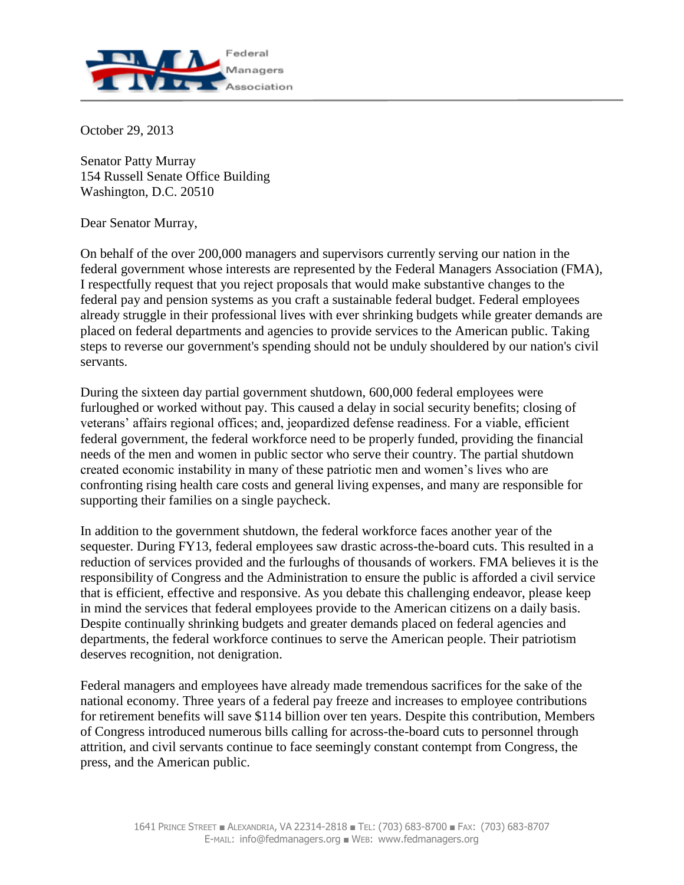Federal Managers Association

October 29, 2013

Senator Patty Murray
154 Russell Senate Office Building
Washington, D.C. 20510

Dear Senator Murray,

On behalf of the over 200,000 managers and supervisors currently serving our nation in the federal government whose interests are represented by the Federal Managers Association (FMA), I respectfully request that you reject proposals that would make substantive changes to the federal pay and pension systems as you craft a sustainable federal budget. Federal employees already struggle in their professional lives with ever shrinking budgets while greater demands are placed on federal departments and agencies to provide services to the American public. Taking steps to reverse our government's spending should not be unduly shouldered by our nation's civil servants.

During the sixteen day partial government shutdown, 600,000 federal employees were furloughed or worked without pay. This caused a delay in social security benefits; closing of veterans' affairs regional offices; and, jeopardized defense readiness. For a viable, efficient federal government, the federal workforce need to be properly funded, providing the financial needs of the men and women in public sector who serve their country. The partial shutdown created economic instability in many of these patriotic men and women's lives who are confronting rising health care costs and general living expenses, and many are responsible for supporting their families on a single paycheck.

In addition to the government shutdown, the federal workforce faces another year of the sequester. During FY13, federal employees saw drastic across-the-board cuts. This resulted in a reduction of services provided and the furloughs of thousands of workers. FMA believes it is the responsibility of Congress and the Administration to ensure the public is afforded a civil service that is efficient, effective and responsive. As you debate this challenging endeavor, please keep in mind the services that federal employees provide to the American citizens on a daily basis. Despite continually shrinking budgets and greater demands placed on federal agencies and departments, the federal workforce continues to serve the American people. Their patriotism deserves recognition, not denigration.

Federal managers and employees have already made tremendous sacrifices for the sake of the national economy. Three years of a federal pay freeze and increases to employee contributions for retirement benefits will save $114 billion over ten years. Despite this contribution, Members of Congress introduced numerous bills calling for across-the-board cuts to personnel through attrition, and civil servants continue to face seemingly constant contempt from Congress, the press, and the American public.

1641 Prince Street ■ Alexandria, VA 22314-2818 ■ Tel: (703) 683-8700 ■ Fax: (703) 683-8707
E-mail: info@fedmanagers.org ■ Web: www.fedmanagers.org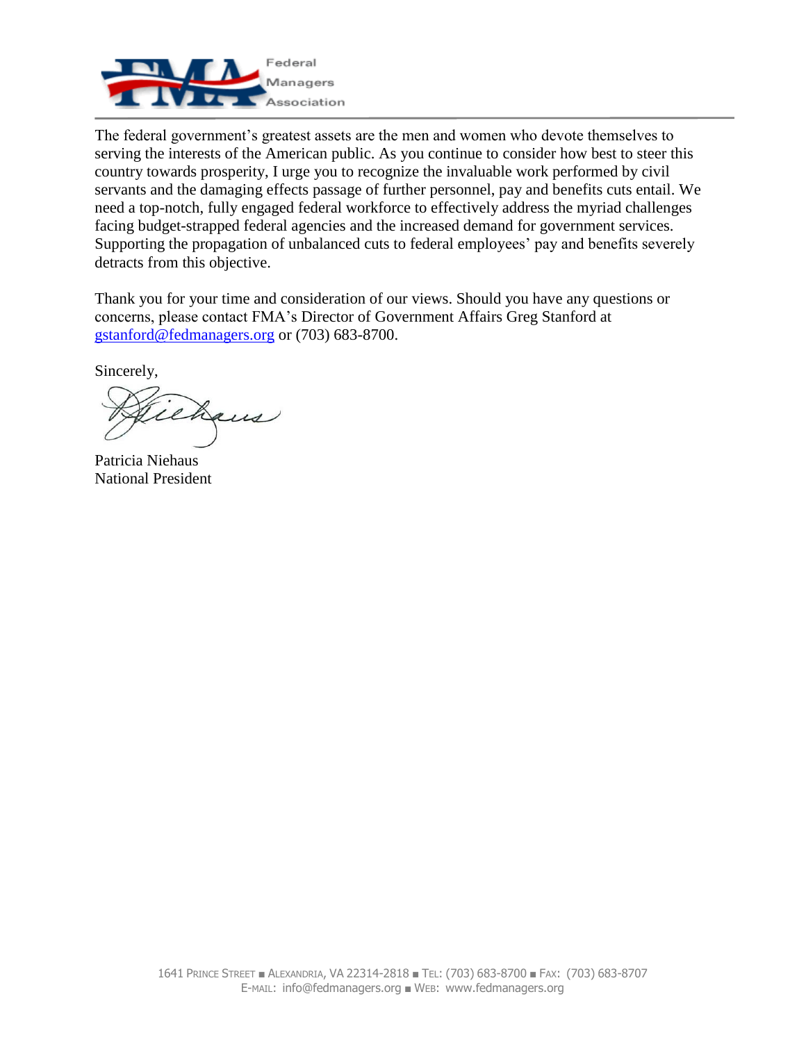The federal government's greatest assets are the men and women who devote themselves to serving the interests of the American public. As you continue to consider how best to steer this country towards prosperity, I urge you to recognize the invaluable work performed by civil servants and the damaging effects passage of further personnel, pay and benefits cuts entail. We need a top-notch, fully engaged federal workforce to effectively address the myriad challenges facing budget-strapped federal agencies and the increased demand for government services. Supporting the propagation of unbalanced cuts to federal employees' pay and benefits severely detracts from this objective.

Thank you for your time and consideration of our views. Should you have any questions or concerns, please contact FMA's Director of Government Affairs Greg Stanford at gstanford@fedmanagers.org or (703) 683-8700.

Sincerely,

Patricia Niehaus
National President